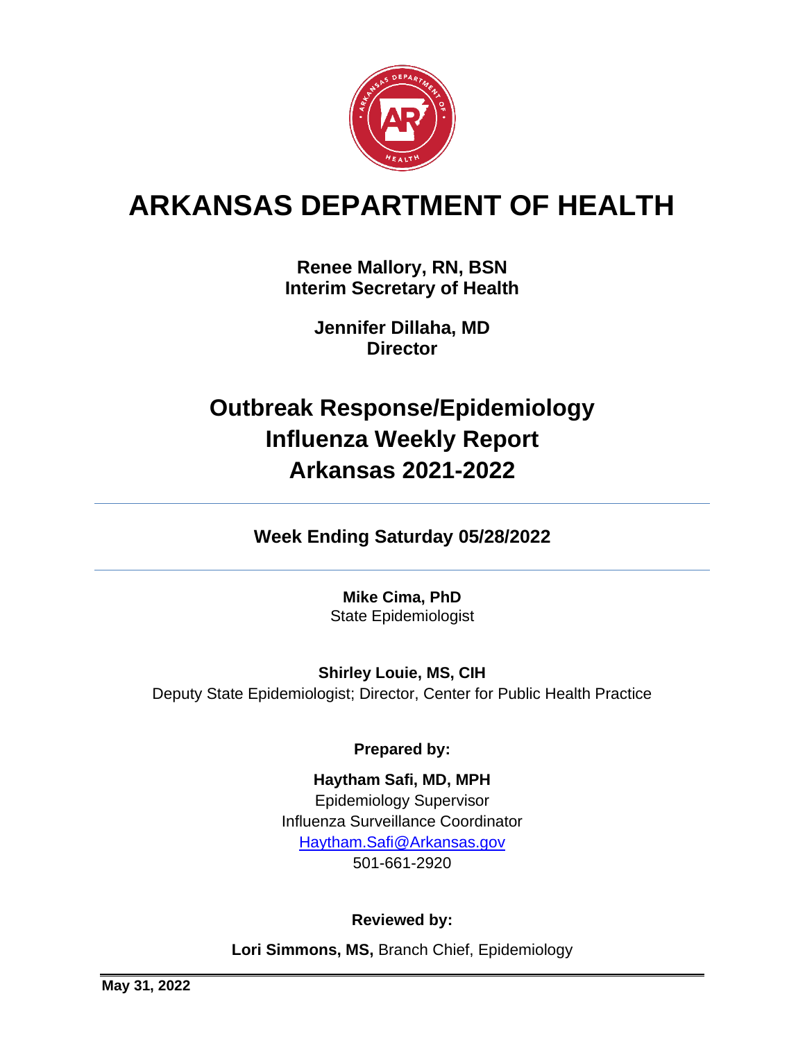# ARKANSAS DEPARTMENT OF HEALTH

**Renee Mallory, RN, BSN**
**Interim Secretary of Health**

**Jennifer Dillaha, MD**
**Director**

## Outbreak Response/Epidemiology
## Influenza Weekly Report
## Arkansas 2021-2022

---

### Week Ending Saturday 05/28/2022

---

**Mike Cima, PhD**
State Epidemiologist

**Shirley Louie, MS, CIH**
Deputy State Epidemiologist; Director, Center for Public Health Practice

**Prepared by:**

**Haytham Safi, MD, MPH**
Epidemiology Supervisor
Influenza Surveillance Coordinator
Haytham.Safi@Arkansas.gov
501-661-2920

**Reviewed by:**

**Lori Simmons, MS,** Branch Chief, Epidemiology

**May 31, 2022**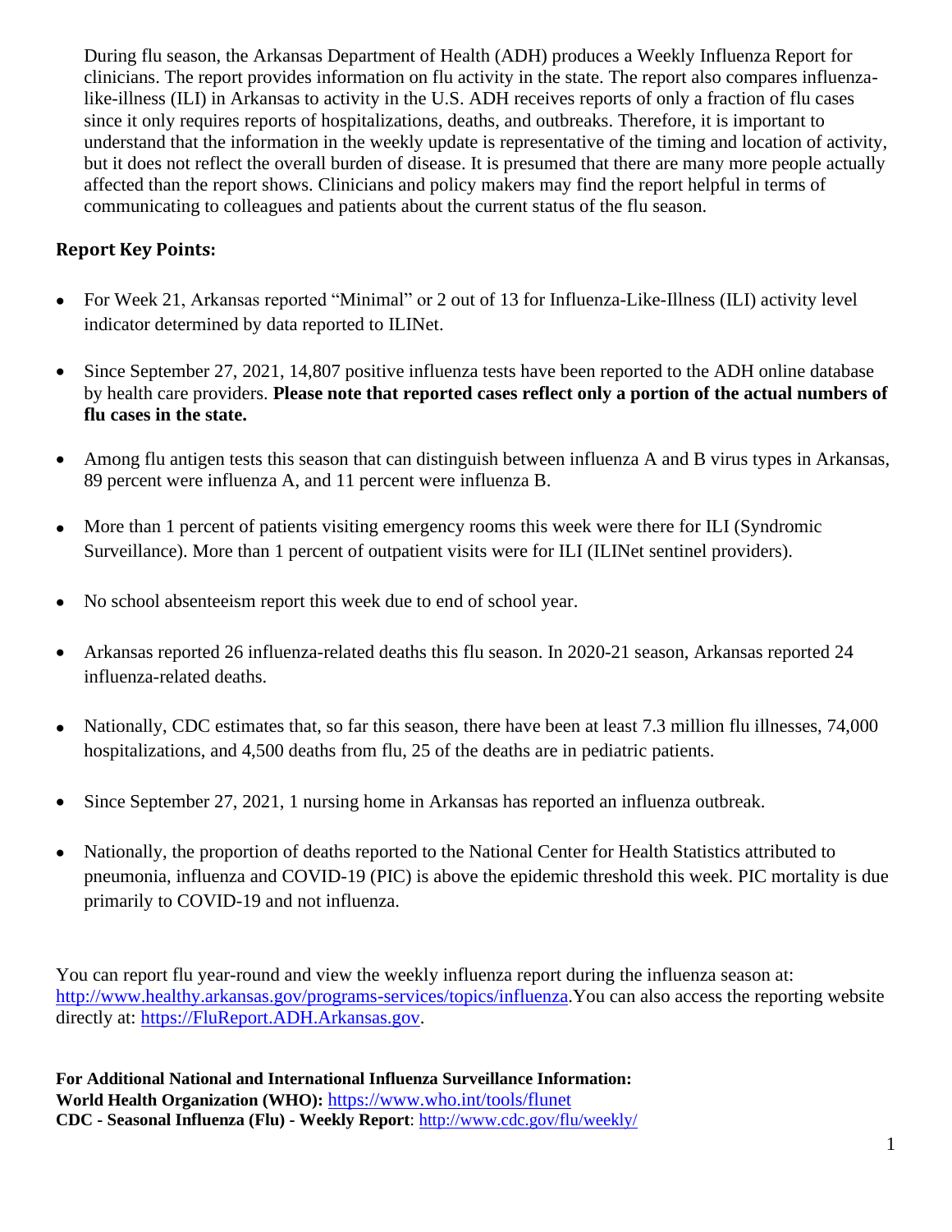During flu season, the Arkansas Department of Health (ADH) produces a Weekly Influenza Report for clinicians. The report provides information on flu activity in the state. The report also compares influenza-like-illness (ILI) in Arkansas to activity in the U.S. ADH receives reports of only a fraction of flu cases since it only requires reports of hospitalizations, deaths, and outbreaks. Therefore, it is important to understand that the information in the weekly update is representative of the timing and location of activity, but it does not reflect the overall burden of disease. It is presumed that there are many more people actually affected than the report shows. Clinicians and policy makers may find the report helpful in terms of communicating to colleagues and patients about the current status of the flu season.

**Report Key Points:**

- For Week 21, Arkansas reported "Minimal" or 2 out of 13 for Influenza-Like-Illness (ILI) activity level indicator determined by data reported to ILINet.
- Since September 27, 2021, 14,807 positive influenza tests have been reported to the ADH online database by health care providers. **Please note that reported cases reflect only a portion of the actual numbers of flu cases in the state.**
- Among flu antigen tests this season that can distinguish between influenza A and B virus types in Arkansas, 89 percent were influenza A, and 11 percent were influenza B.
- More than 1 percent of patients visiting emergency rooms this week were there for ILI (Syndromic Surveillance). More than 1 percent of outpatient visits were for ILI (ILINet sentinel providers).
- No school absenteeism report this week due to end of school year.
- Arkansas reported 26 influenza-related deaths this flu season. In 2020-21 season, Arkansas reported 24 influenza-related deaths.
- Nationally, CDC estimates that, so far this season, there have been at least 7.3 million flu illnesses, 74,000 hospitalizations, and 4,500 deaths from flu, 25 of the deaths are in pediatric patients.
- Since September 27, 2021, 1 nursing home in Arkansas has reported an influenza outbreak.
- Nationally, the proportion of deaths reported to the National Center for Health Statistics attributed to pneumonia, influenza and COVID-19 (PIC) is above the epidemic threshold this week. PIC mortality is due primarily to COVID-19 and not influenza.

You can report flu year-round and view the weekly influenza report during the influenza season at: http://www.healthy.arkansas.gov/programs-services/topics/influenza.You can also access the reporting website directly at: https://FluReport.ADH.Arkansas.gov.

**For Additional National and International Influenza Surveillance Information:**
**World Health Organization (WHO):** https://www.who.int/tools/flunet
**CDC - Seasonal Influenza (Flu) - Weekly Report**: http://www.cdc.gov/flu/weekly/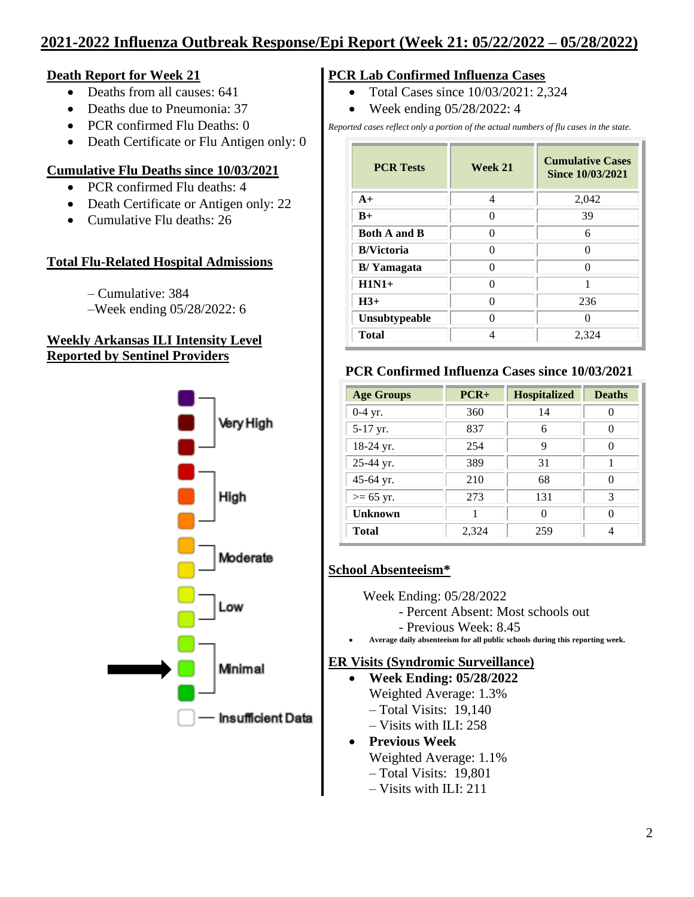# 2021-2022 Influenza Outbreak Response/Epi Report (Week 21: 05/22/2022 – 05/28/2022)

## Death Report for Week 21

- Deaths from all causes: 641
- Deaths due to Pneumonia: 37
- PCR confirmed Flu Deaths: 0
- Death Certificate or Flu Antigen only: 0

## Cumulative Flu Deaths since 10/03/2021

- PCR confirmed Flu deaths: 4
- Death Certificate or Antigen only: 22
- Cumulative Flu deaths: 26

## Total Flu-Related Hospital Admissions

– Cumulative: 384
–Week ending 05/28/2022: 6

## Weekly Arkansas ILI Intensity Level Reported by Sentinel Providers

Very High
High
Moderate
Low
Minimal
Insufficient Data

## PCR Lab Confirmed Influenza Cases

- Total Cases since 10/03/2021: 2,324
- Week ending 05/28/2022: 4

*Reported cases reflect only a portion of the actual numbers of flu cases in the state.*

| PCR Tests | Week 21 | Cumulative Cases Since 10/03/2021 |
|---|---|---|
| **A+** | 4 | 2,042 |
| **B+** | 0 | 39 |
| **Both A and B** | 0 | 6 |
| **B/Victoria** | 0 | 0 |
| **B/ Yamagata** | 0 | 0 |
| **H1N1+** | 0 | 1 |
| **H3+** | 0 | 236 |
| **Unsubtypeable** | 0 | 0 |
| **Total** | 4 | 2,324 |

## PCR Confirmed Influenza Cases since 10/03/2021

| Age Groups | PCR+ | Hospitalized | Deaths |
|---|---|---|---|
| 0-4 yr. | 360 | 14 | 0 |
| 5-17 yr. | 837 | 6 | 0 |
| 18-24 yr. | 254 | 9 | 0 |
| 25-44 yr. | 389 | 31 | 1 |
| 45-64 yr. | 210 | 68 | 0 |
| >= 65 yr. | 273 | 131 | 3 |
| **Unknown** | 1 | 0 | 0 |
| **Total** | 2,324 | 259 | 4 |

## School Absenteeism*

Week Ending: 05/28/2022
- Percent Absent: Most schools out
- Previous Week: 8.45

* **Average daily absenteeism for all public schools during this reporting week.**

## ER Visits (Syndromic Surveillance)

- **Week Ending: 05/28/2022**
  Weighted Average: 1.3%
  – Total Visits: 19,140
  – Visits with ILI: 258
- **Previous Week**
  Weighted Average: 1.1%
  – Total Visits: 19,801
  – Visits with ILI: 211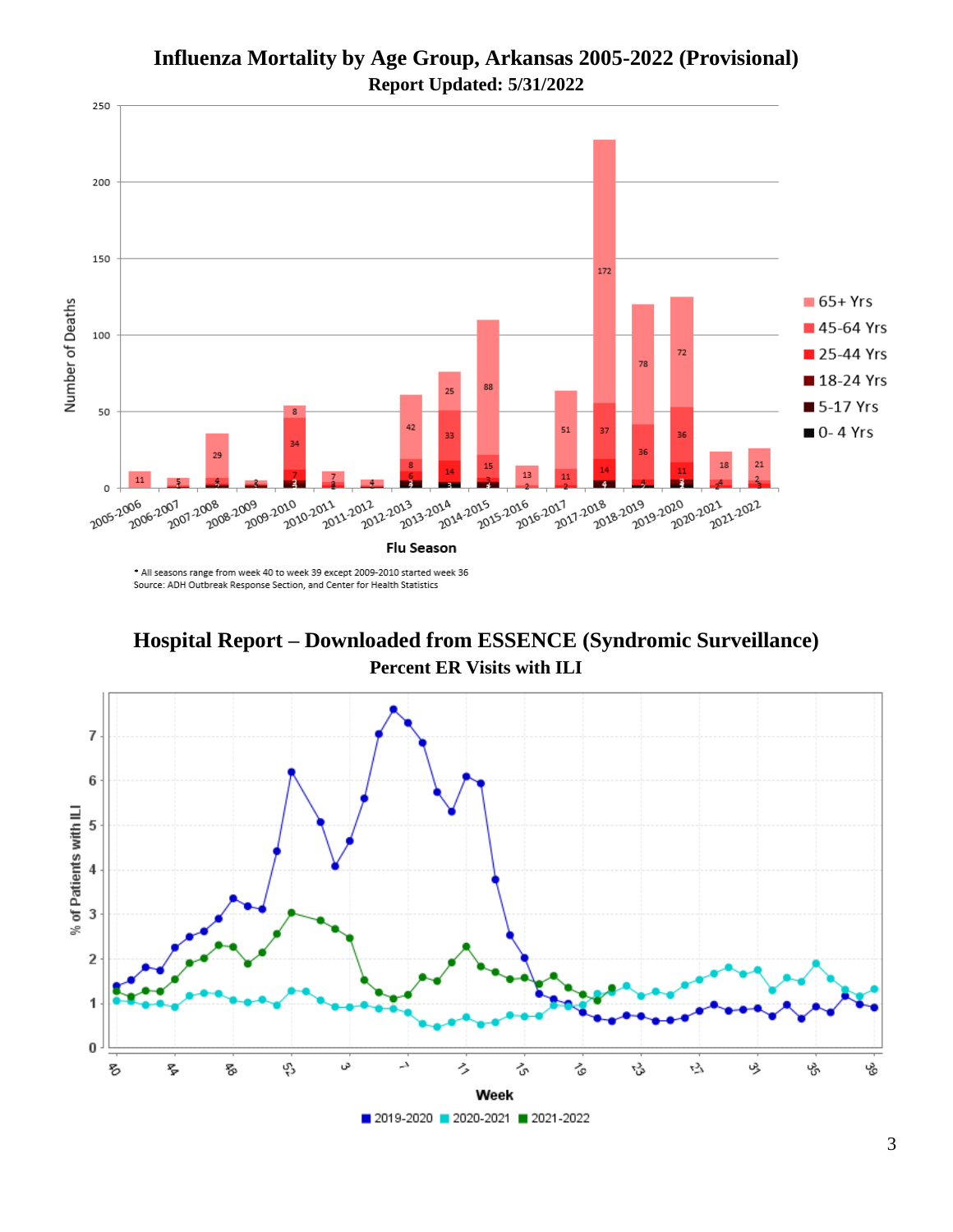# Influenza Mortality by Age Group, Arkansas 2005-2022 (Provisional)

**Report Updated: 5/31/2022**

* All seasons range from week 40 to week 39 except 2009-2010 started week 36

Source: ADH Outbreak Response Section, and Center for Health Statistics

# Hospital Report – Downloaded from ESSENCE (Syndromic Surveillance)

**Percent ER Visits with ILI**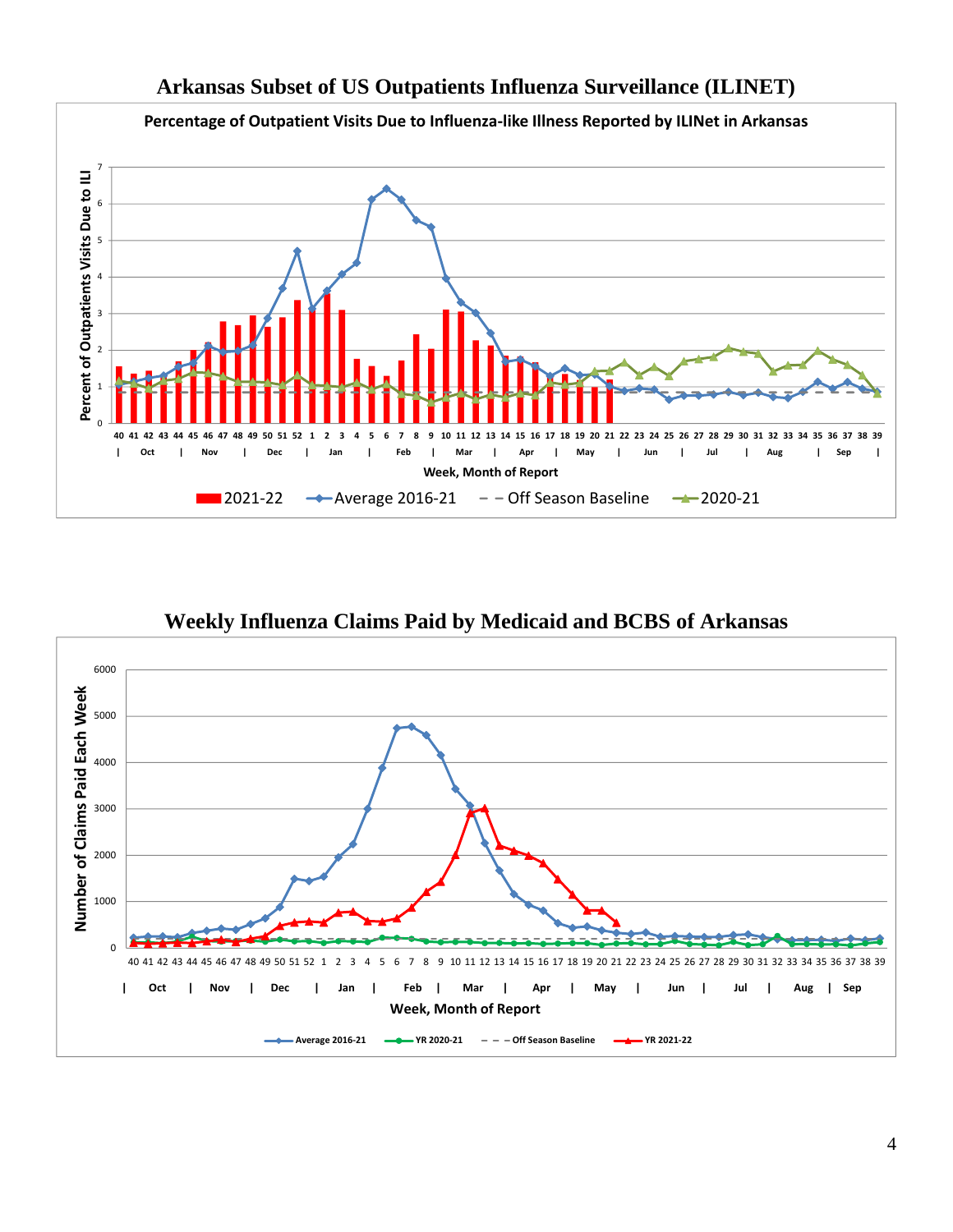# Arkansas Subset of US Outpatients Influenza Surveillance (ILINET)

**Percentage of Outpatient Visits Due to Influenza-like Illness Reported by ILINet in Arkansas**

Percent of Outpatients Visits Due to ILI

Week, Month of Report

2021-22 | Average 2016-21 | Off Season Baseline | 2020-21

# Weekly Influenza Claims Paid by Medicaid and BCBS of Arkansas

Number of Claims Paid Each Week

Week, Month of Report

Average 2016-21 | YR 2020-21 | Off Season Baseline | YR 2021-22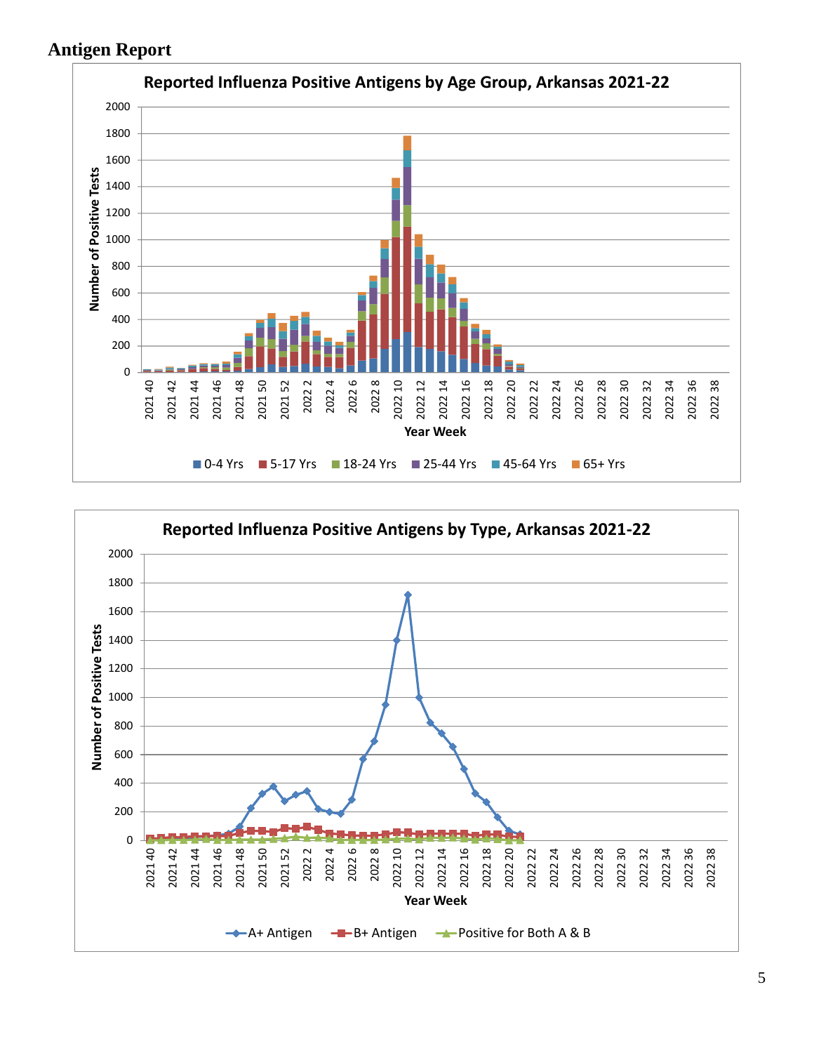## Antigen Report

**Reported Influenza Positive Antigens by Age Group, Arkansas 2021-22**

Number of Positive Tests

Year Week

0-4 Yrs | 5-17 Yrs | 18-24 Yrs | 25-44 Yrs | 45-64 Yrs | 65+ Yrs

**Reported Influenza Positive Antigens by Type, Arkansas 2021-22**

Number of Positive Tests

Year Week

A+ Antigen | B+ Antigen | Positive for Both A & B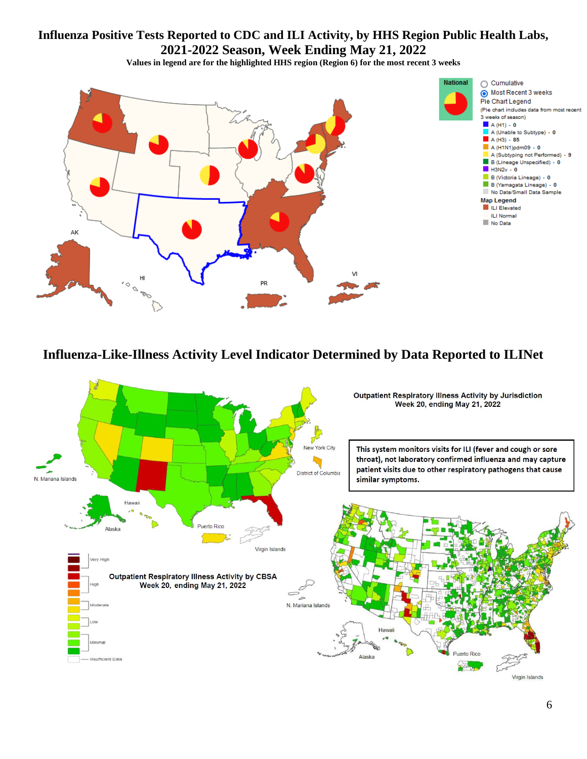# Influenza Positive Tests Reported to CDC and ILI Activity, by HHS Region Public Health Labs, 2021-2022 Season, Week Ending May 21, 2022

**Values in legend are for the highlighted HHS region (Region 6) for the most recent 3 weeks**

National

- Cumulative
- Most Recent 3 weeks

Pie Chart Legend
(Pie chart includes data from most recent 3 weeks of season)

- A (H1) - 0
- A (Unable to Subtype) - 0
- A (H3) - 85
- A (H1N1)pdm09 - 0
- A (Subtyping not Performed) - 9
- B (Lineage Unspecified) - 0
- H3N2v - 0
- B (Victoria Lineage) - 0
- B (Yamagata Lineage) - 0
- No Data/Small Data Sample

Map Legend

- ILI Elevated
- ILI Normal
- No Data

AK HI PR VI

# Influenza-Like-Illness Activity Level Indicator Determined by Data Reported to ILINet

**Outpatient Respiratory Illness Activity by Jurisdiction**
**Week 20, ending May 21, 2022**

New York City
District of Columbia
N. Mariana Islands
Hawaii
Alaska
Puerto Rico
Virgin Islands

This system monitors visits for ILI (fever and cough or sore throat), not laboratory confirmed influenza and may capture patient visits due to other respiratory pathogens that cause similar symptoms.

Very High
High
Moderate
Low
Minimal
Insufficient Data

**Outpatient Respiratory Illness Activity by CBSA**
**Week 20, ending May 21, 2022**

N. Mariana Islands
Hawaii
Alaska
Puerto Rico
Virgin Islands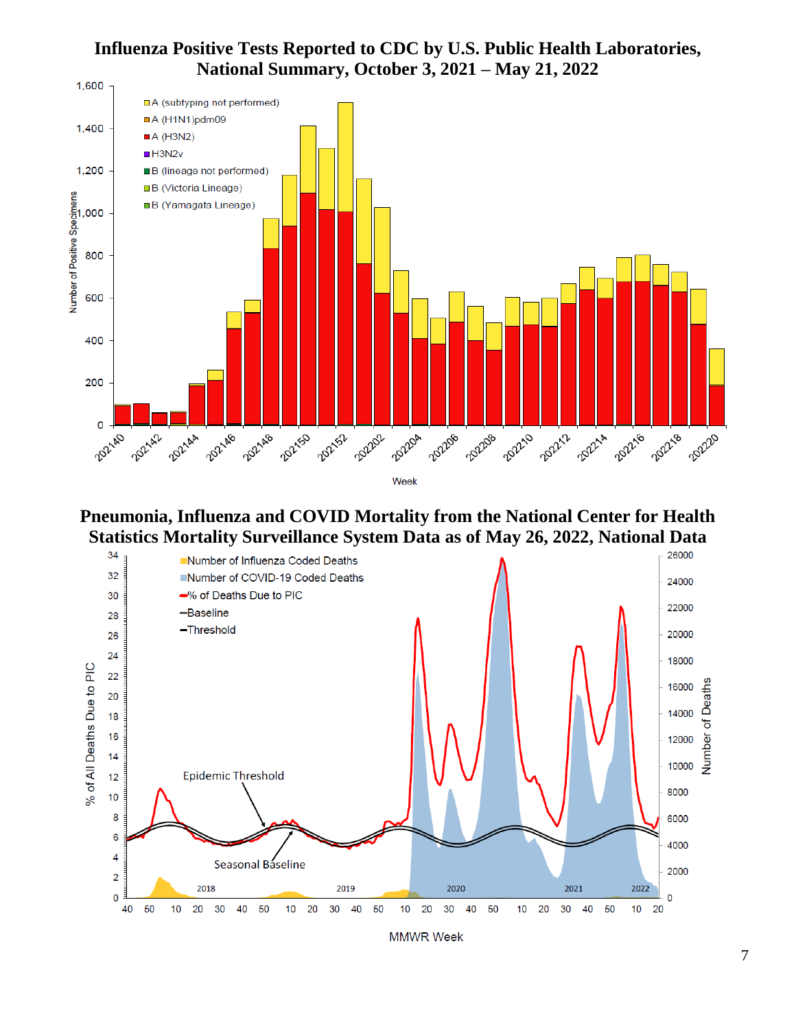## Influenza Positive Tests Reported to CDC by U.S. Public Health Laboratories, National Summary, October 3, 2021 – May 21, 2022

## Pneumonia, Influenza and COVID Mortality from the National Center for Health Statistics Mortality Surveillance System Data as of May 26, 2022, National Data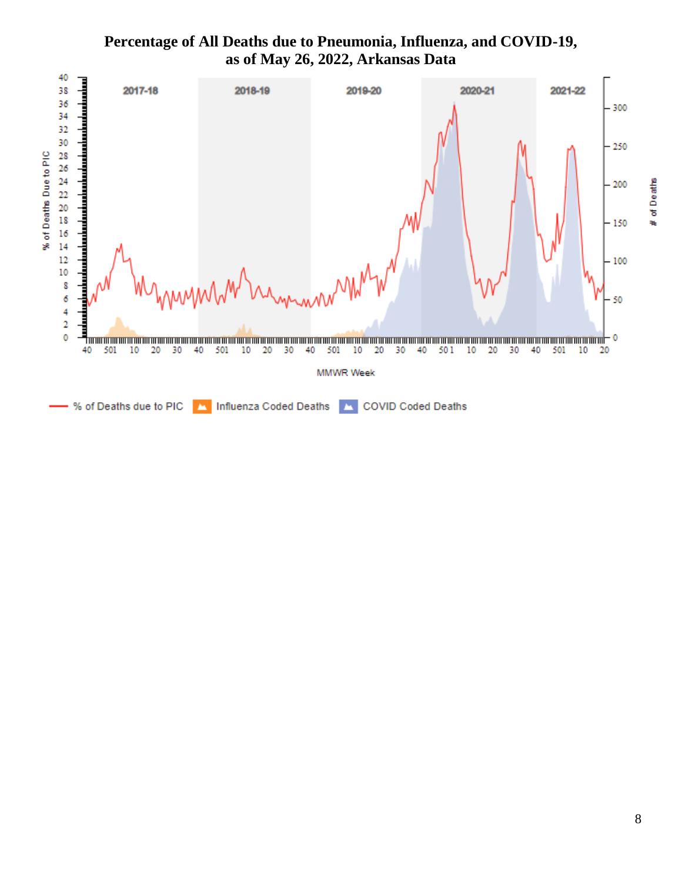**Percentage of All Deaths due to Pneumonia, Influenza, and COVID-19, as of May 26, 2022, Arkansas Data**

2017-18
2018-19
2019-20
2020-21
2021-22

% of Deaths Due to PIC

40
38
36
34
32
30
28
26
24
22
20
18
16
14
12
10
8
6
4
2
0

# of Deaths

300
250
200
150
100
50
0

40 501 10 20 30 40 501 10 20 30 40 501 10 20 30 40 501 10 20 30 40 501 10 20

MMWR Week

% of Deaths due to PIC
Influenza Coded Deaths
COVID Coded Deaths